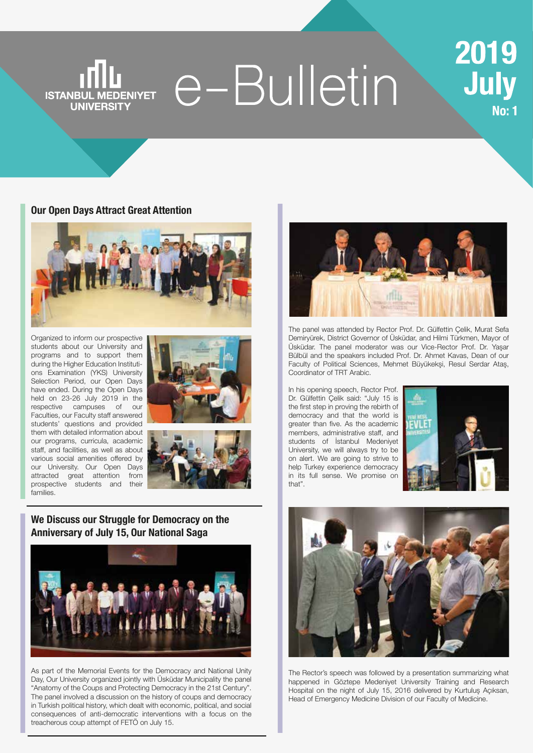# ISTANBUL MEDENIYET UNIVERSITY e-Bulletin

**2019 July**
**No: 1**

## Our Open Days Attract Great Attention

Organized to inform our prospective students about our University and programs and to support them during the Higher Education Institutions Examination (YKS) University Selection Period, our Open Days have ended. During the Open Days held on 23-26 July 2019 in the respective campuses of our Faculties, our Faculty staff answered students' questions and provided them with detailed information about our programs, curricula, academic staff, and facilities, as well as about various social amenities offered by our University. Our Open Days attracted great attention from prospective students and their families.

## We Discuss our Struggle for Democracy on the Anniversary of July 15, Our National Saga

As part of the Memorial Events for the Democracy and National Unity Day, Our University organized jointly with Üsküdar Municipality the panel "Anatomy of the Coups and Protecting Democracy in the 21st Century". The panel involved a discussion on the history of coups and democracy in Turkish political history, which dealt with economic, political, and social consequences of anti-democratic interventions with a focus on the treacherous coup attempt of FETÖ on July 15.

The panel was attended by Rector Prof. Dr. Gülfettin Çelik, Murat Sefa Demiryürek, District Governor of Üsküdar, and Hilmi Türkmen, Mayor of Üsküdar. The panel moderator was our Vice-Rector Prof. Dr. Yaşar Bülbül and the speakers included Prof. Dr. Ahmet Kavas, Dean of our Faculty of Political Sciences, Mehmet Büyükekşi, Resul Serdar Ataş, Coordinator of TRT Arabic.

In his opening speech, Rector Prof. Dr. Gülfettin Çelik said: "July 15 is the first step in proving the rebirth of democracy and that the world is greater than five. As the academic members, administrative staff, and students of İstanbul Medeniyet University, we will always try to be on alert. We are going to strive to help Turkey experience democracy in its full sense. We promise on that".

The Rector's speech was followed by a presentation summarizing what happened in Göztepe Medeniyet University Training and Research Hospital on the night of July 15, 2016 delivered by Kurtuluş Açıksarı, Head of Emergency Medicine Division of our Faculty of Medicine.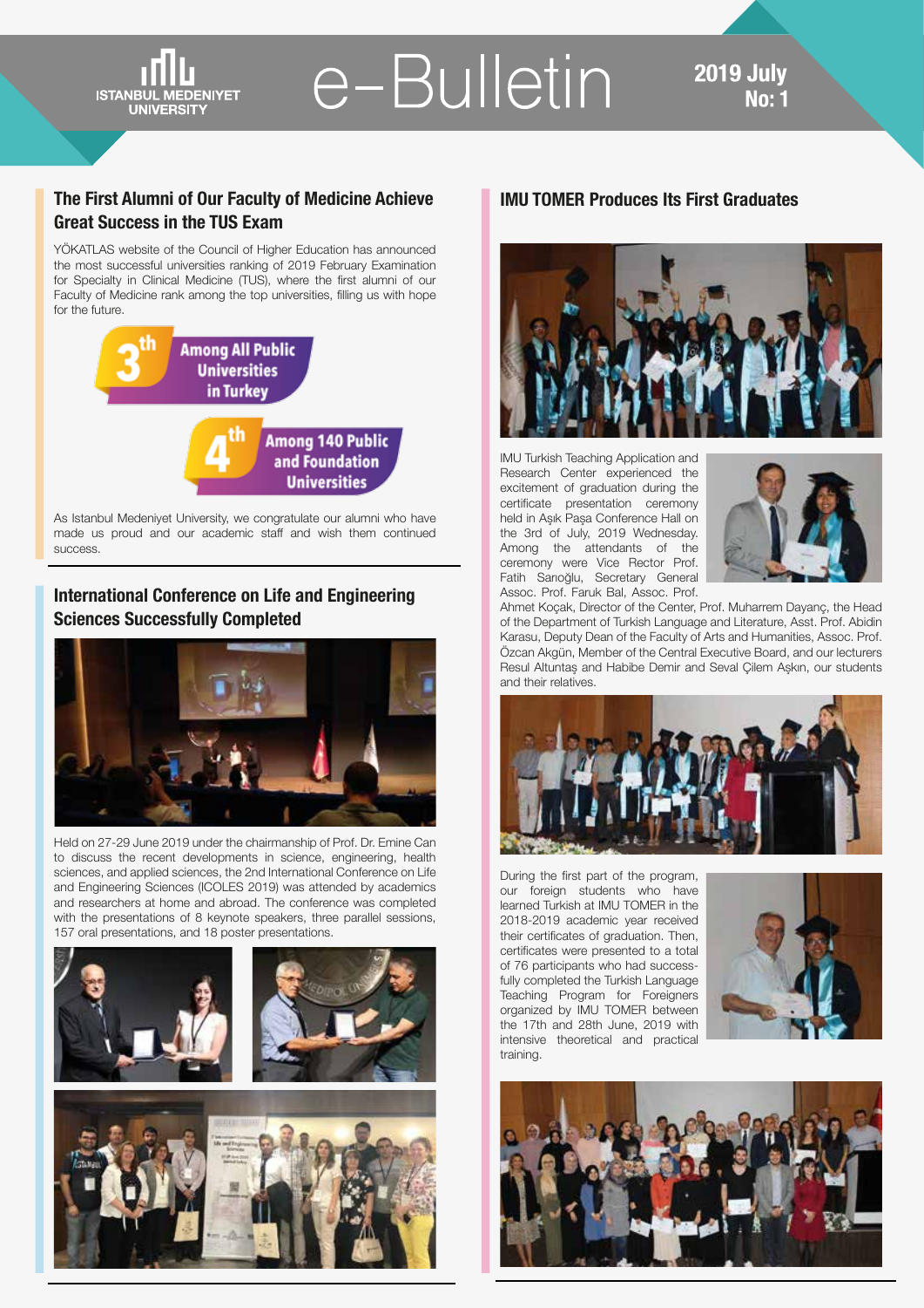# e-Bulletin

ISTANBUL MEDENIYET UNIVERSITY

**2019 July**
**No: 1**

## The First Alumni of Our Faculty of Medicine Achieve Great Success in the TUS Exam

YÖKATLAS website of the Council of Higher Education has announced the most successful universities ranking of 2019 February Examination for Specialty in Clinical Medicine (TUS), where the first alumni of our Faculty of Medicine rank among the top universities, filling us with hope for the future.

**3th** Among All Public Universities in Turkey

**4th** Among 140 Public and Foundation Universities

As Istanbul Medeniyet University, we congratulate our alumni who have made us proud and our academic staff and wish them continued success.

## International Conference on Life and Engineering Sciences Successfully Completed

Held on 27-29 June 2019 under the chairmanship of Prof. Dr. Emine Can to discuss the recent developments in science, engineering, health sciences, and applied sciences, the 2nd International Conference on Life and Engineering Sciences (ICOLES 2019) was attended by academics and researchers at home and abroad. The conference was completed with the presentations of 8 keynote speakers, three parallel sessions, 157 oral presentations, and 18 poster presentations.

## IMU TOMER Produces Its First Graduates

IMU Turkish Teaching Application and Research Center experienced the excitement of graduation during the certificate presentation ceremony held in Aşık Paşa Conference Hall on the 3rd of July, 2019 Wednesday. Among the attendants of the ceremony were Vice Rector Prof. Fatih Sarıoğlu, Secretary General Assoc. Prof. Faruk Bal, Assoc. Prof. Ahmet Koçak, Director of the Center, Prof. Muharrem Dayanç, the Head of the Department of Turkish Language and Literature, Asst. Prof. Abidin Karasu, Deputy Dean of the Faculty of Arts and Humanities, Assoc. Prof. Özcan Akgün, Member of the Central Executive Board, and our lecturers Resul Altuntaş and Habibe Demir and Seval Çilem Aşkın, our students and their relatives.

During the first part of the program, our foreign students who have learned Turkish at IMU TOMER in the 2018-2019 academic year received their certificates of graduation. Then, certificates were presented to a total of 76 participants who had successfully completed the Turkish Language Teaching Program for Foreigners organized by IMU TOMER between the 17th and 28th June, 2019 with intensive theoretical and practical training.